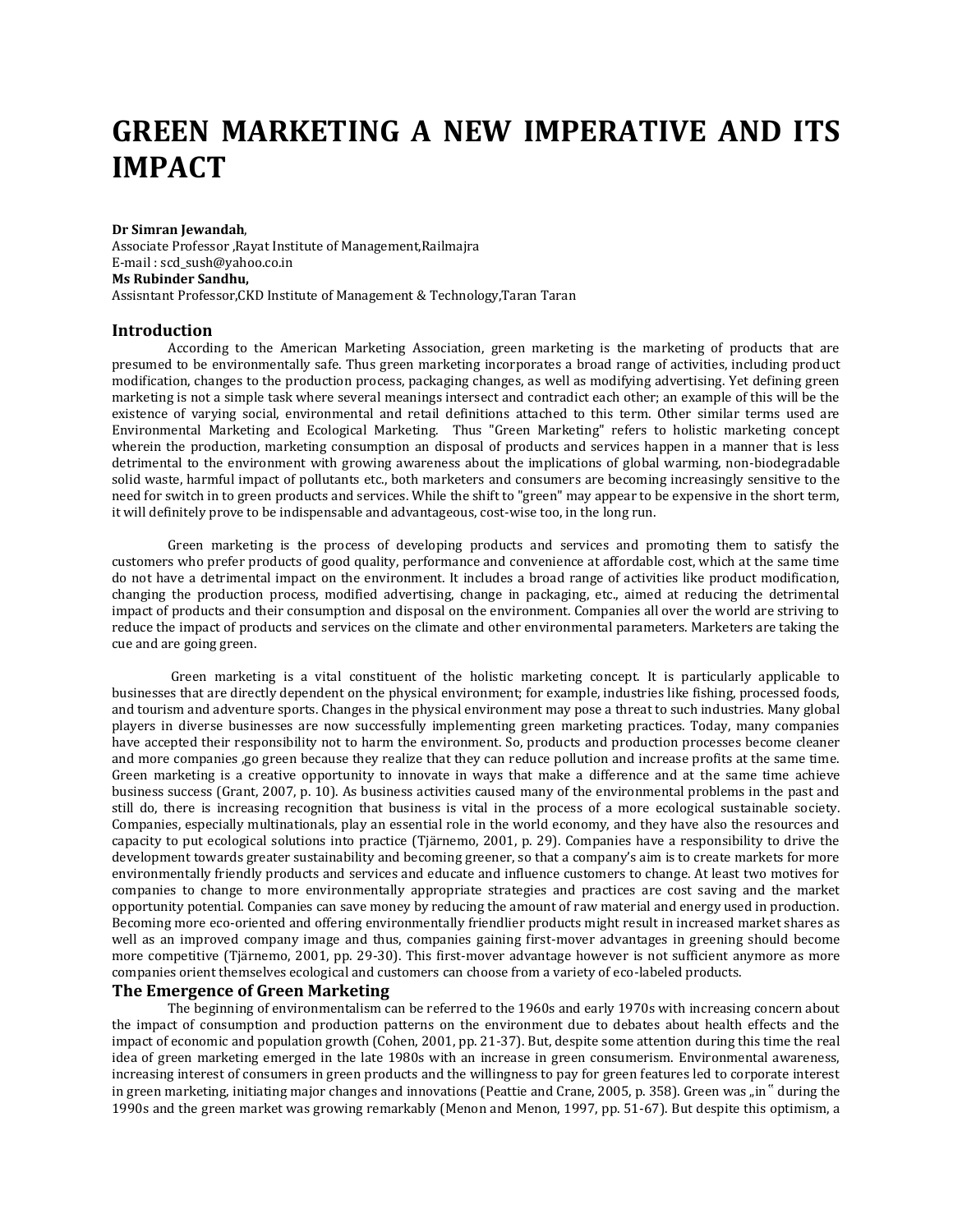# GREEN MARKETING A NEW IMPERATIVE AND ITS IMPACT

**Dr Simran Jewandah**,
Associate Professor ,Rayat Institute of Management,Railmajra
E-mail : scd_sush@yahoo.co.in
**Ms Rubinder Sandhu,**
Assisntant Professor,CKD Institute of Management & Technology,Taran Taran

## Introduction

According to the American Marketing Association, green marketing is the marketing of products that are presumed to be environmentally safe. Thus green marketing incorporates a broad range of activities, including product modification, changes to the production process, packaging changes, as well as modifying advertising. Yet defining green marketing is not a simple task where several meanings intersect and contradict each other; an example of this will be the existence of varying social, environmental and retail definitions attached to this term. Other similar terms used are Environmental Marketing and Ecological Marketing. Thus "Green Marketing" refers to holistic marketing concept wherein the production, marketing consumption an disposal of products and services happen in a manner that is less detrimental to the environment with growing awareness about the implications of global warming, non-biodegradable solid waste, harmful impact of pollutants etc., both marketers and consumers are becoming increasingly sensitive to the need for switch in to green products and services. While the shift to "green" may appear to be expensive in the short term, it will definitely prove to be indispensable and advantageous, cost-wise too, in the long run.

Green marketing is the process of developing products and services and promoting them to satisfy the customers who prefer products of good quality, performance and convenience at affordable cost, which at the same time do not have a detrimental impact on the environment. It includes a broad range of activities like product modification, changing the production process, modified advertising, change in packaging, etc., aimed at reducing the detrimental impact of products and their consumption and disposal on the environment. Companies all over the world are striving to reduce the impact of products and services on the climate and other environmental parameters. Marketers are taking the cue and are going green.

Green marketing is a vital constituent of the holistic marketing concept. It is particularly applicable to businesses that are directly dependent on the physical environment; for example, industries like fishing, processed foods, and tourism and adventure sports. Changes in the physical environment may pose a threat to such industries. Many global players in diverse businesses are now successfully implementing green marketing practices. Today, many companies have accepted their responsibility not to harm the environment. So, products and production processes become cleaner and more companies ,go green because they realize that they can reduce pollution and increase profits at the same time. Green marketing is a creative opportunity to innovate in ways that make a difference and at the same time achieve business success (Grant, 2007, p. 10). As business activities caused many of the environmental problems in the past and still do, there is increasing recognition that business is vital in the process of a more ecological sustainable society. Companies, especially multinationals, play an essential role in the world economy, and they have also the resources and capacity to put ecological solutions into practice (Tjärnemo, 2001, p. 29). Companies have a responsibility to drive the development towards greater sustainability and becoming greener, so that a company's aim is to create markets for more environmentally friendly products and services and educate and influence customers to change. At least two motives for companies to change to more environmentally appropriate strategies and practices are cost saving and the market opportunity potential. Companies can save money by reducing the amount of raw material and energy used in production. Becoming more eco-oriented and offering environmentally friendlier products might result in increased market shares as well as an improved company image and thus, companies gaining first-mover advantages in greening should become more competitive (Tjärnemo, 2001, pp. 29-30). This first-mover advantage however is not sufficient anymore as more companies orient themselves ecological and customers can choose from a variety of eco-labeled products.

## The Emergence of Green Marketing

The beginning of environmentalism can be referred to the 1960s and early 1970s with increasing concern about the impact of consumption and production patterns on the environment due to debates about health effects and the impact of economic and population growth (Cohen, 2001, pp. 21-37). But, despite some attention during this time the real idea of green marketing emerged in the late 1980s with an increase in green consumerism. Environmental awareness, increasing interest of consumers in green products and the willingness to pay for green features led to corporate interest in green marketing, initiating major changes and innovations (Peattie and Crane, 2005, p. 358). Green was „in" during the 1990s and the green market was growing remarkably (Menon and Menon, 1997, pp. 51-67). But despite this optimism, a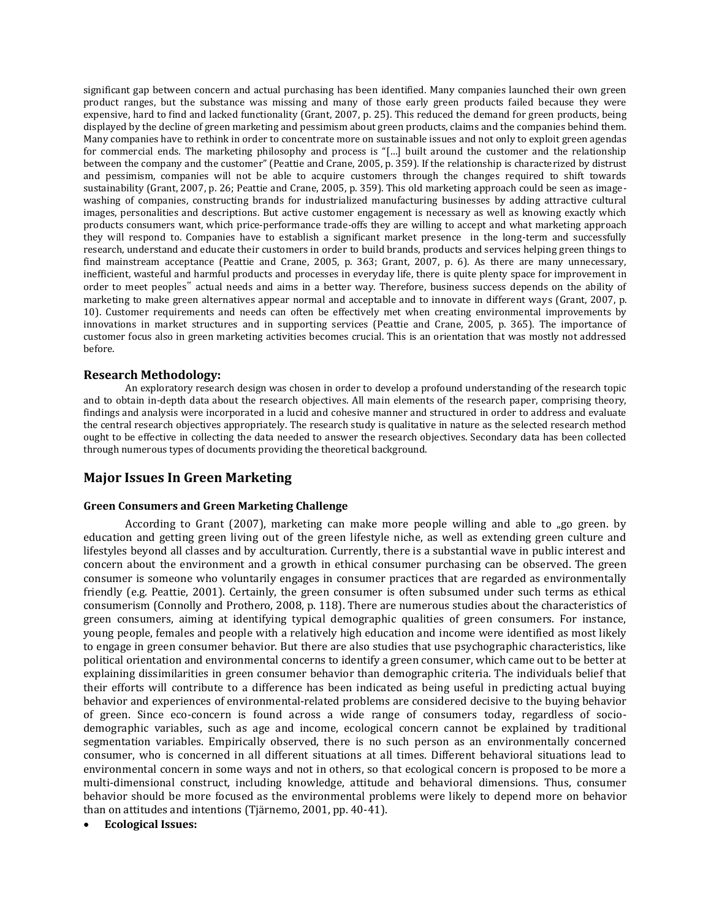significant gap between concern and actual purchasing has been identified. Many companies launched their own green product ranges, but the substance was missing and many of those early green products failed because they were expensive, hard to find and lacked functionality (Grant, 2007, p. 25). This reduced the demand for green products, being displayed by the decline of green marketing and pessimism about green products, claims and the companies behind them. Many companies have to rethink in order to concentrate more on sustainable issues and not only to exploit green agendas for commercial ends. The marketing philosophy and process is "[…] built around the customer and the relationship between the company and the customer" (Peattie and Crane, 2005, p. 359). If the relationship is characterized by distrust and pessimism, companies will not be able to acquire customers through the changes required to shift towards sustainability (Grant, 2007, p. 26; Peattie and Crane, 2005, p. 359). This old marketing approach could be seen as image-washing of companies, constructing brands for industrialized manufacturing businesses by adding attractive cultural images, personalities and descriptions. But active customer engagement is necessary as well as knowing exactly which products consumers want, which price-performance trade-offs they are willing to accept and what marketing approach they will respond to. Companies have to establish a significant market presence in the long-term and successfully research, understand and educate their customers in order to build brands, products and services helping green things to find mainstream acceptance (Peattie and Crane, 2005, p. 363; Grant, 2007, p. 6). As there are many unnecessary, inefficient, wasteful and harmful products and processes in everyday life, there is quite plenty space for improvement in order to meet peoples‟ actual needs and aims in a better way. Therefore, business success depends on the ability of marketing to make green alternatives appear normal and acceptable and to innovate in different ways (Grant, 2007, p. 10). Customer requirements and needs can often be effectively met when creating environmental improvements by innovations in market structures and in supporting services (Peattie and Crane, 2005, p. 365). The importance of customer focus also in green marketing activities becomes crucial. This is an orientation that was mostly not addressed before.

### Research Methodology:

An exploratory research design was chosen in order to develop a profound understanding of the research topic and to obtain in-depth data about the research objectives. All main elements of the research paper, comprising theory, findings and analysis were incorporated in a lucid and cohesive manner and structured in order to address and evaluate the central research objectives appropriately. The research study is qualitative in nature as the selected research method ought to be effective in collecting the data needed to answer the research objectives. Secondary data has been collected through numerous types of documents providing the theoretical background.

## Major Issues In Green Marketing

#### Green Consumers and Green Marketing Challenge

According to Grant (2007), marketing can make more people willing and able to „go green. by education and getting green living out of the green lifestyle niche, as well as extending green culture and lifestyles beyond all classes and by acculturation. Currently, there is a substantial wave in public interest and concern about the environment and a growth in ethical consumer purchasing can be observed. The green consumer is someone who voluntarily engages in consumer practices that are regarded as environmentally friendly (e.g. Peattie, 2001). Certainly, the green consumer is often subsumed under such terms as ethical consumerism (Connolly and Prothero, 2008, p. 118). There are numerous studies about the characteristics of green consumers, aiming at identifying typical demographic qualities of green consumers. For instance, young people, females and people with a relatively high education and income were identified as most likely to engage in green consumer behavior. But there are also studies that use psychographic characteristics, like political orientation and environmental concerns to identify a green consumer, which came out to be better at explaining dissimilarities in green consumer behavior than demographic criteria. The individuals belief that their efforts will contribute to a difference has been indicated as being useful in predicting actual buying behavior and experiences of environmental-related problems are considered decisive to the buying behavior of green. Since eco-concern is found across a wide range of consumers today, regardless of socio-demographic variables, such as age and income, ecological concern cannot be explained by traditional segmentation variables. Empirically observed, there is no such person as an environmentally concerned consumer, who is concerned in all different situations at all times. Different behavioral situations lead to environmental concern in some ways and not in others, so that ecological concern is proposed to be more a multi-dimensional construct, including knowledge, attitude and behavioral dimensions. Thus, consumer behavior should be more focused as the environmental problems were likely to depend more on behavior than on attitudes and intentions (Tjärnemo, 2001, pp. 40-41).

- **Ecological Issues:**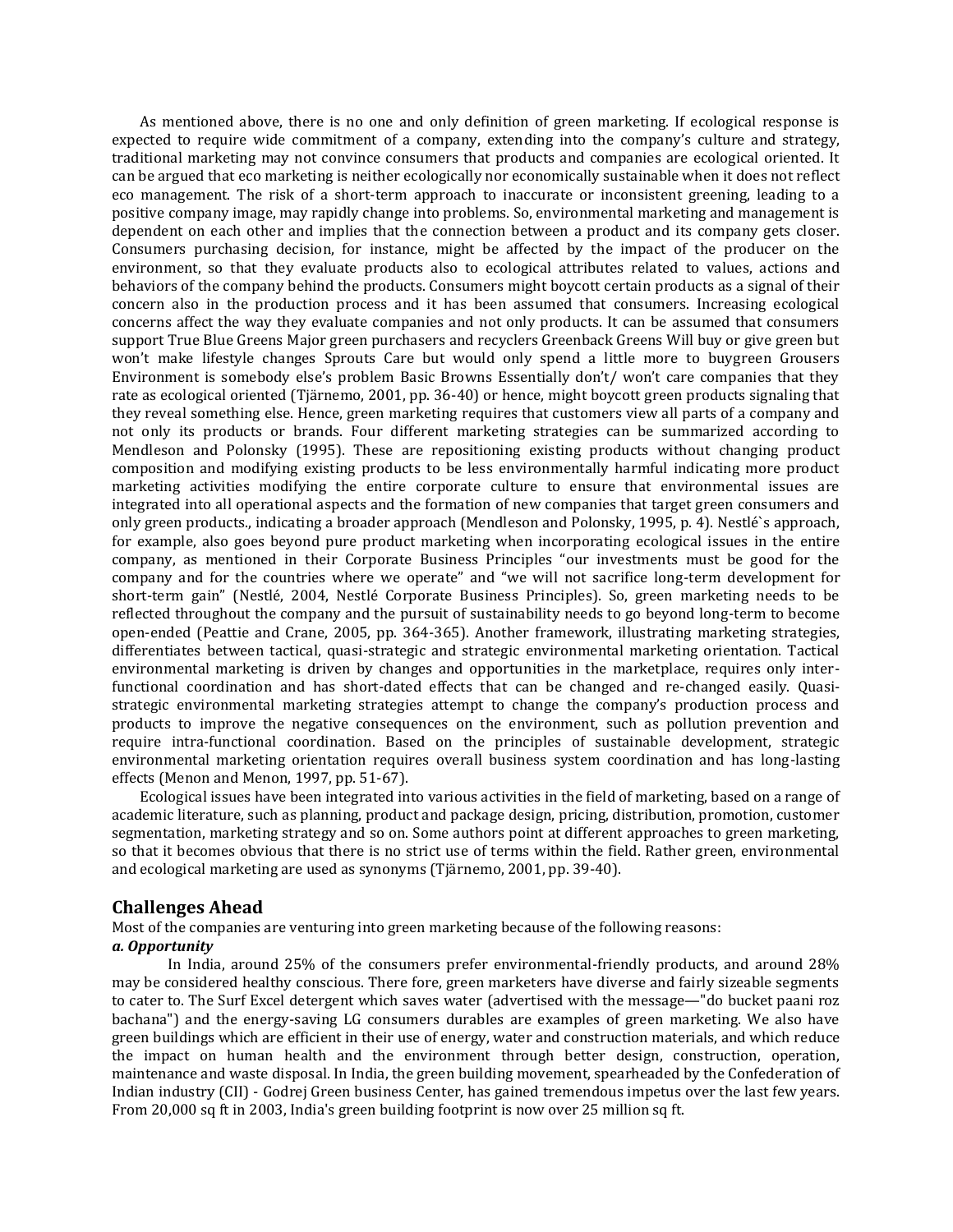As mentioned above, there is no one and only definition of green marketing. If ecological response is expected to require wide commitment of a company, extending into the company's culture and strategy, traditional marketing may not convince consumers that products and companies are ecological oriented. It can be argued that eco marketing is neither ecologically nor economically sustainable when it does not reflect eco management. The risk of a short-term approach to inaccurate or inconsistent greening, leading to a positive company image, may rapidly change into problems. So, environmental marketing and management is dependent on each other and implies that the connection between a product and its company gets closer. Consumers purchasing decision, for instance, might be affected by the impact of the producer on the environment, so that they evaluate products also to ecological attributes related to values, actions and behaviors of the company behind the products. Consumers might boycott certain products as a signal of their concern also in the production process and it has been assumed that consumers. Increasing ecological concerns affect the way they evaluate companies and not only products. It can be assumed that consumers support True Blue Greens Major green purchasers and recyclers Greenback Greens Will buy or give green but won't make lifestyle changes Sprouts Care but would only spend a little more to buygreen Grousers Environment is somebody else's problem Basic Browns Essentially don't/ won't care companies that they rate as ecological oriented (Tjärnemo, 2001, pp. 36-40) or hence, might boycott green products signaling that they reveal something else. Hence, green marketing requires that customers view all parts of a company and not only its products or brands. Four different marketing strategies can be summarized according to Mendleson and Polonsky (1995). These are repositioning existing products without changing product composition and modifying existing products to be less environmentally harmful indicating more product marketing activities modifying the entire corporate culture to ensure that environmental issues are integrated into all operational aspects and the formation of new companies that target green consumers and only green products., indicating a broader approach (Mendleson and Polonsky, 1995, p. 4). Nestlé`s approach, for example, also goes beyond pure product marketing when incorporating ecological issues in the entire company, as mentioned in their Corporate Business Principles "our investments must be good for the company and for the countries where we operate" and "we will not sacrifice long-term development for short-term gain" (Nestlé, 2004, Nestlé Corporate Business Principles). So, green marketing needs to be reflected throughout the company and the pursuit of sustainability needs to go beyond long-term to become open-ended (Peattie and Crane, 2005, pp. 364-365). Another framework, illustrating marketing strategies, differentiates between tactical, quasi-strategic and strategic environmental marketing orientation. Tactical environmental marketing is driven by changes and opportunities in the marketplace, requires only inter-functional coordination and has short-dated effects that can be changed and re-changed easily. Quasi-strategic environmental marketing strategies attempt to change the company's production process and products to improve the negative consequences on the environment, such as pollution prevention and require intra-functional coordination. Based on the principles of sustainable development, strategic environmental marketing orientation requires overall business system coordination and has long-lasting effects (Menon and Menon, 1997, pp. 51-67).

Ecological issues have been integrated into various activities in the field of marketing, based on a range of academic literature, such as planning, product and package design, pricing, distribution, promotion, customer segmentation, marketing strategy and so on. Some authors point at different approaches to green marketing, so that it becomes obvious that there is no strict use of terms within the field. Rather green, environmental and ecological marketing are used as synonyms (Tjärnemo, 2001, pp. 39-40).

## Challenges Ahead

Most of the companies are venturing into green marketing because of the following reasons:

***a. Opportunity***

In India, around 25% of the consumers prefer environmental-friendly products, and around 28% may be considered healthy conscious. There fore, green marketers have diverse and fairly sizeable segments to cater to. The Surf Excel detergent which saves water (advertised with the message—"do bucket paani roz bachana") and the energy-saving LG consumers durables are examples of green marketing. We also have green buildings which are efficient in their use of energy, water and construction materials, and which reduce the impact on human health and the environment through better design, construction, operation, maintenance and waste disposal. In India, the green building movement, spearheaded by the Confederation of Indian industry (CII) - Godrej Green business Center, has gained tremendous impetus over the last few years. From 20,000 sq ft in 2003, India's green building footprint is now over 25 million sq ft.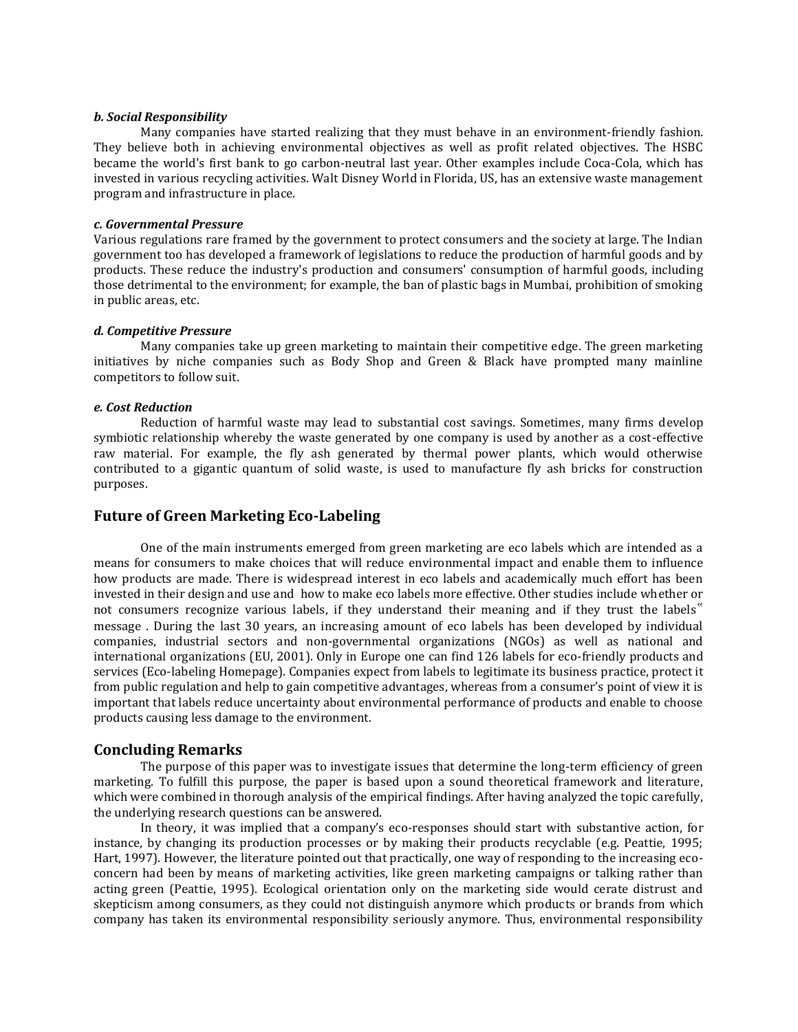***b. Social Responsibility***

Many companies have started realizing that they must behave in an environment-friendly fashion. They believe both in achieving environmental objectives as well as profit related objectives. The HSBC became the world's first bank to go carbon-neutral last year. Other examples include Coca-Cola, which has invested in various recycling activities. Walt Disney World in Florida, US, has an extensive waste management program and infrastructure in place.

***c. Governmental Pressure***

Various regulations rare framed by the government to protect consumers and the society at large. The Indian government too has developed a framework of legislations to reduce the production of harmful goods and by products. These reduce the industry's production and consumers' consumption of harmful goods, including those detrimental to the environment; for example, the ban of plastic bags in Mumbai, prohibition of smoking in public areas, etc.

***d. Competitive Pressure***

Many companies take up green marketing to maintain their competitive edge. The green marketing initiatives by niche companies such as Body Shop and Green & Black have prompted many mainline competitors to follow suit.

***e. Cost Reduction***

Reduction of harmful waste may lead to substantial cost savings. Sometimes, many firms develop symbiotic relationship whereby the waste generated by one company is used by another as a cost-effective raw material. For example, the fly ash generated by thermal power plants, which would otherwise contributed to a gigantic quantum of solid waste, is used to manufacture fly ash bricks for construction purposes.

## Future of Green Marketing Eco-Labeling

One of the main instruments emerged from green marketing are eco labels which are intended as a means for consumers to make choices that will reduce environmental impact and enable them to influence how products are made. There is widespread interest in eco labels and academically much effort has been invested in their design and use and how to make eco labels more effective. Other studies include whether or not consumers recognize various labels, if they understand their meaning and if they trust the labels" message . During the last 30 years, an increasing amount of eco labels has been developed by individual companies, industrial sectors and non-governmental organizations (NGOs) as well as national and international organizations (EU, 2001). Only in Europe one can find 126 labels for eco-friendly products and services (Eco-labeling Homepage). Companies expect from labels to legitimate its business practice, protect it from public regulation and help to gain competitive advantages, whereas from a consumer's point of view it is important that labels reduce uncertainty about environmental performance of products and enable to choose products causing less damage to the environment.

## Concluding Remarks

The purpose of this paper was to investigate issues that determine the long-term efficiency of green marketing. To fulfill this purpose, the paper is based upon a sound theoretical framework and literature, which were combined in thorough analysis of the empirical findings. After having analyzed the topic carefully, the underlying research questions can be answered.

In theory, it was implied that a company's eco-responses should start with substantive action, for instance, by changing its production processes or by making their products recyclable (e.g. Peattie, 1995; Hart, 1997). However, the literature pointed out that practically, one way of responding to the increasing eco-concern had been by means of marketing activities, like green marketing campaigns or talking rather than acting green (Peattie, 1995). Ecological orientation only on the marketing side would cerate distrust and skepticism among consumers, as they could not distinguish anymore which products or brands from which company has taken its environmental responsibility seriously anymore. Thus, environmental responsibility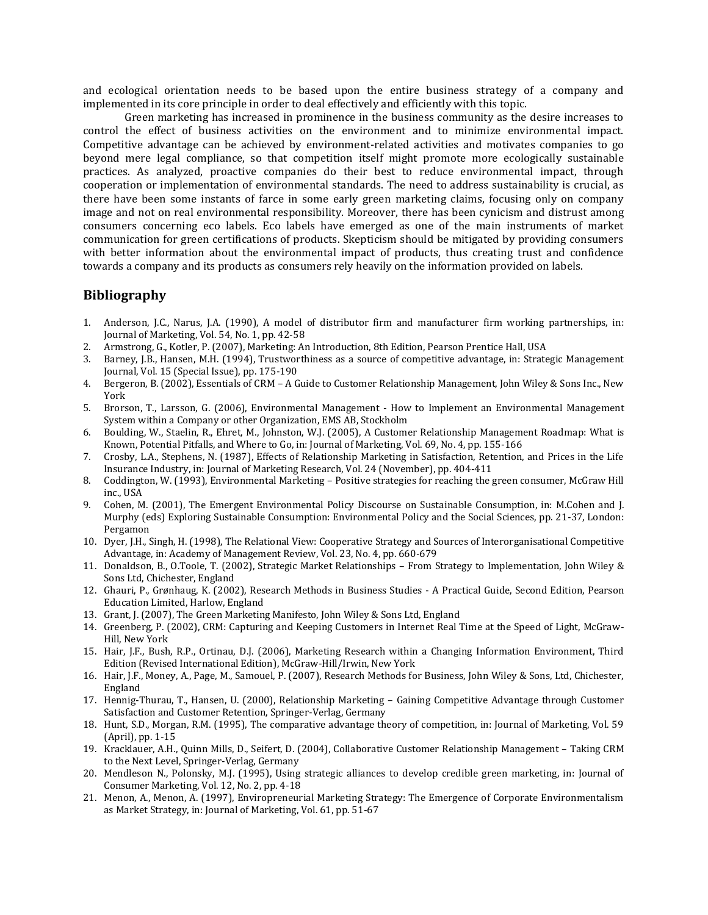and ecological orientation needs to be based upon the entire business strategy of a company and implemented in its core principle in order to deal effectively and efficiently with this topic.

Green marketing has increased in prominence in the business community as the desire increases to control the effect of business activities on the environment and to minimize environmental impact. Competitive advantage can be achieved by environment-related activities and motivates companies to go beyond mere legal compliance, so that competition itself might promote more ecologically sustainable practices. As analyzed, proactive companies do their best to reduce environmental impact, through cooperation or implementation of environmental standards. The need to address sustainability is crucial, as there have been some instants of farce in some early green marketing claims, focusing only on company image and not on real environmental responsibility. Moreover, there has been cynicism and distrust among consumers concerning eco labels. Eco labels have emerged as one of the main instruments of market communication for green certifications of products. Skepticism should be mitigated by providing consumers with better information about the environmental impact of products, thus creating trust and confidence towards a company and its products as consumers rely heavily on the information provided on labels.

## Bibliography

1. Anderson, J.C., Narus, J.A. (1990), A model of distributor firm and manufacturer firm working partnerships, in: Journal of Marketing, Vol. 54, No. 1, pp. 42-58
2. Armstrong, G., Kotler, P. (2007), Marketing: An Introduction, 8th Edition, Pearson Prentice Hall, USA
3. Barney, J.B., Hansen, M.H. (1994), Trustworthiness as a source of competitive advantage, in: Strategic Management Journal, Vol. 15 (Special Issue), pp. 175-190
4. Bergeron, B. (2002), Essentials of CRM – A Guide to Customer Relationship Management, John Wiley & Sons Inc., New York
5. Brorson, T., Larsson, G. (2006), Environmental Management - How to Implement an Environmental Management System within a Company or other Organization, EMS AB, Stockholm
6. Boulding, W., Staelin, R., Ehret, M., Johnston, W.J. (2005), A Customer Relationship Management Roadmap: What is Known, Potential Pitfalls, and Where to Go, in: Journal of Marketing, Vol. 69, No. 4, pp. 155-166
7. Crosby, L.A., Stephens, N. (1987), Effects of Relationship Marketing in Satisfaction, Retention, and Prices in the Life Insurance Industry, in: Journal of Marketing Research, Vol. 24 (November), pp. 404-411
8. Coddington, W. (1993), Environmental Marketing – Positive strategies for reaching the green consumer, McGraw Hill inc., USA
9. Cohen, M. (2001), The Emergent Environmental Policy Discourse on Sustainable Consumption, in: M.Cohen and J. Murphy (eds) Exploring Sustainable Consumption: Environmental Policy and the Social Sciences, pp. 21-37, London: Pergamon
10. Dyer, J.H., Singh, H. (1998), The Relational View: Cooperative Strategy and Sources of Interorganisational Competitive Advantage, in: Academy of Management Review, Vol. 23, No. 4, pp. 660-679
11. Donaldson, B., O.Toole, T. (2002), Strategic Market Relationships – From Strategy to Implementation, John Wiley & Sons Ltd, Chichester, England
12. Ghauri, P., Grønhaug, K. (2002), Research Methods in Business Studies - A Practical Guide, Second Edition, Pearson Education Limited, Harlow, England
13. Grant, J. (2007), The Green Marketing Manifesto, John Wiley & Sons Ltd, England
14. Greenberg, P. (2002), CRM: Capturing and Keeping Customers in Internet Real Time at the Speed of Light, McGraw-Hill, New York
15. Hair, J.F., Bush, R.P., Ortinau, D.J. (2006), Marketing Research within a Changing Information Environment, Third Edition (Revised International Edition), McGraw-Hill/Irwin, New York
16. Hair, J.F., Money, A., Page, M., Samouel, P. (2007), Research Methods for Business, John Wiley & Sons, Ltd, Chichester, England
17. Hennig-Thurau, T., Hansen, U. (2000), Relationship Marketing – Gaining Competitive Advantage through Customer Satisfaction and Customer Retention, Springer-Verlag, Germany
18. Hunt, S.D., Morgan, R.M. (1995), The comparative advantage theory of competition, in: Journal of Marketing, Vol. 59 (April), pp. 1-15
19. Kracklauer, A.H., Quinn Mills, D., Seifert, D. (2004), Collaborative Customer Relationship Management – Taking CRM to the Next Level, Springer-Verlag, Germany
20. Mendleson N., Polonsky, M.J. (1995), Using strategic alliances to develop credible green marketing, in: Journal of Consumer Marketing, Vol. 12, No. 2, pp. 4-18
21. Menon, A., Menon, A. (1997), Enviropreneurial Marketing Strategy: The Emergence of Corporate Environmentalism as Market Strategy, in: Journal of Marketing, Vol. 61, pp. 51-67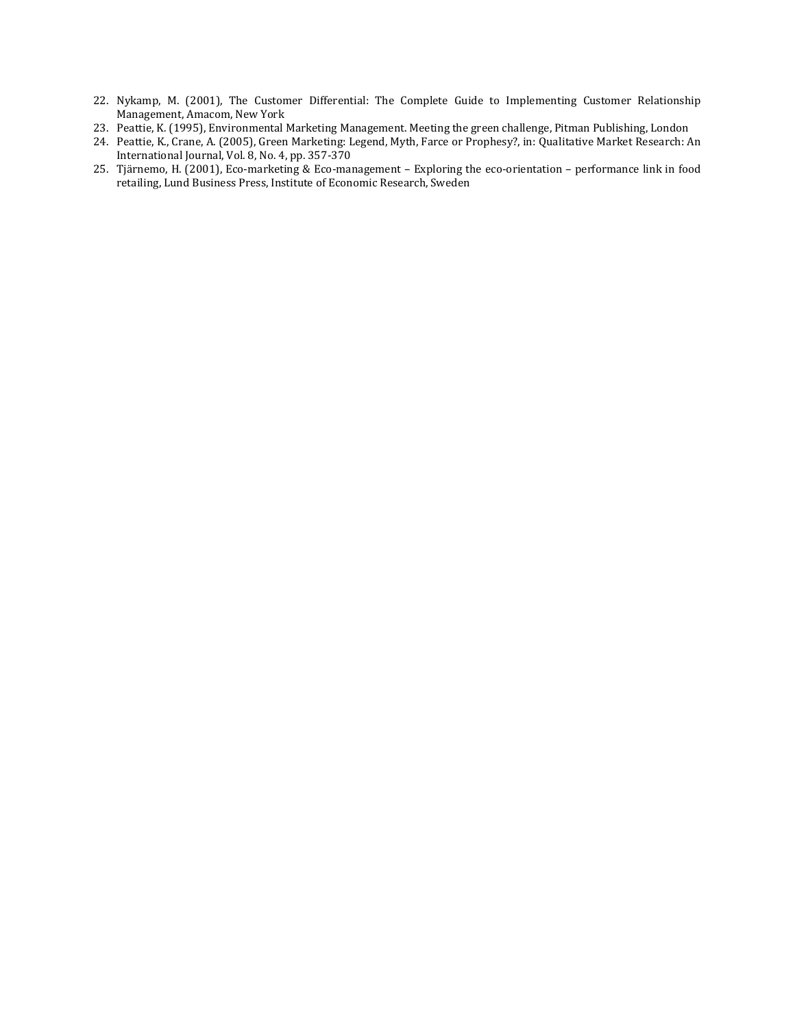22. Nykamp, M. (2001), The Customer Differential: The Complete Guide to Implementing Customer Relationship Management, Amacom, New York
23. Peattie, K. (1995), Environmental Marketing Management. Meeting the green challenge, Pitman Publishing, London
24. Peattie, K., Crane, A. (2005), Green Marketing: Legend, Myth, Farce or Prophesy?, in: Qualitative Market Research: An International Journal, Vol. 8, No. 4, pp. 357-370
25. Tjärnemo, H. (2001), Eco-marketing & Eco-management – Exploring the eco-orientation – performance link in food retailing, Lund Business Press, Institute of Economic Research, Sweden